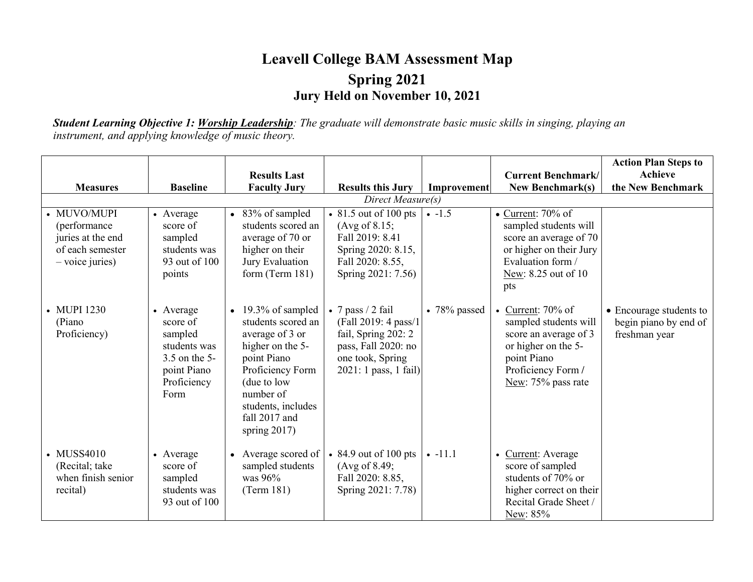# Leavell College BAM Assessment Map

## Spring 2021

### Jury Held on November 10, 2021

***Student Learning Objective 1: Worship Leadership**: The graduate will demonstrate basic music skills in singing, playing an instrument, and applying knowledge of music theory.*

| Measures | Baseline | Results Last Faculty Jury | Results this Jury | Improvement | Current Benchmark/ New Benchmark(s) | Action Plan Steps to Achieve the New Benchmark |
|---|---|---|---|---|---|---|
| *Direct Measure(s)* | | | | | | |
| • MUVO/MUPI (performance juries at the end of each semester – voice juries) | • Average score of sampled students was 93 out of 100 points | • 83% of sampled students scored an average of 70 or higher on their Jury Evaluation form (Term 181) | • 81.5 out of 100 pts (Avg of 8.15; Fall 2019: 8.41 Spring 2020: 8.15, Fall 2020: 8.55, Spring 2021: 7.56) | • -1.5 | • Current: 70% of sampled students will score an average of 70 or higher on their Jury Evaluation form / New: 8.25 out of 10 pts | |
| • MUPI 1230 (Piano Proficiency) | • Average score of sampled students was 3.5 on the 5-point Piano Proficiency Form | • 19.3% of sampled students scored an average of 3 or higher on the 5-point Piano Proficiency Form (due to low number of students, includes fall 2017 and spring 2017) | • 7 pass / 2 fail (Fall 2019: 4 pass/1 fail, Spring 202: 2 pass, Fall 2020: no one took, Spring 2021: 1 pass, 1 fail) | • 78% passed | • Current: 70% of sampled students will score an average of 3 or higher on the 5-point Piano Proficiency Form / New: 75% pass rate | • Encourage students to begin piano by end of freshman year |
| • MUSS4010 (Recital; take when finish senior recital) | • Average score of sampled students was 93 out of 100 | • Average scored of sampled students was 96% (Term 181) | • 84.9 out of 100 pts (Avg of 8.49; Fall 2020: 8.85, Spring 2021: 7.78) | • -11.1 | • Current: Average score of sampled students of 70% or higher correct on their Recital Grade Sheet / New: 85% | |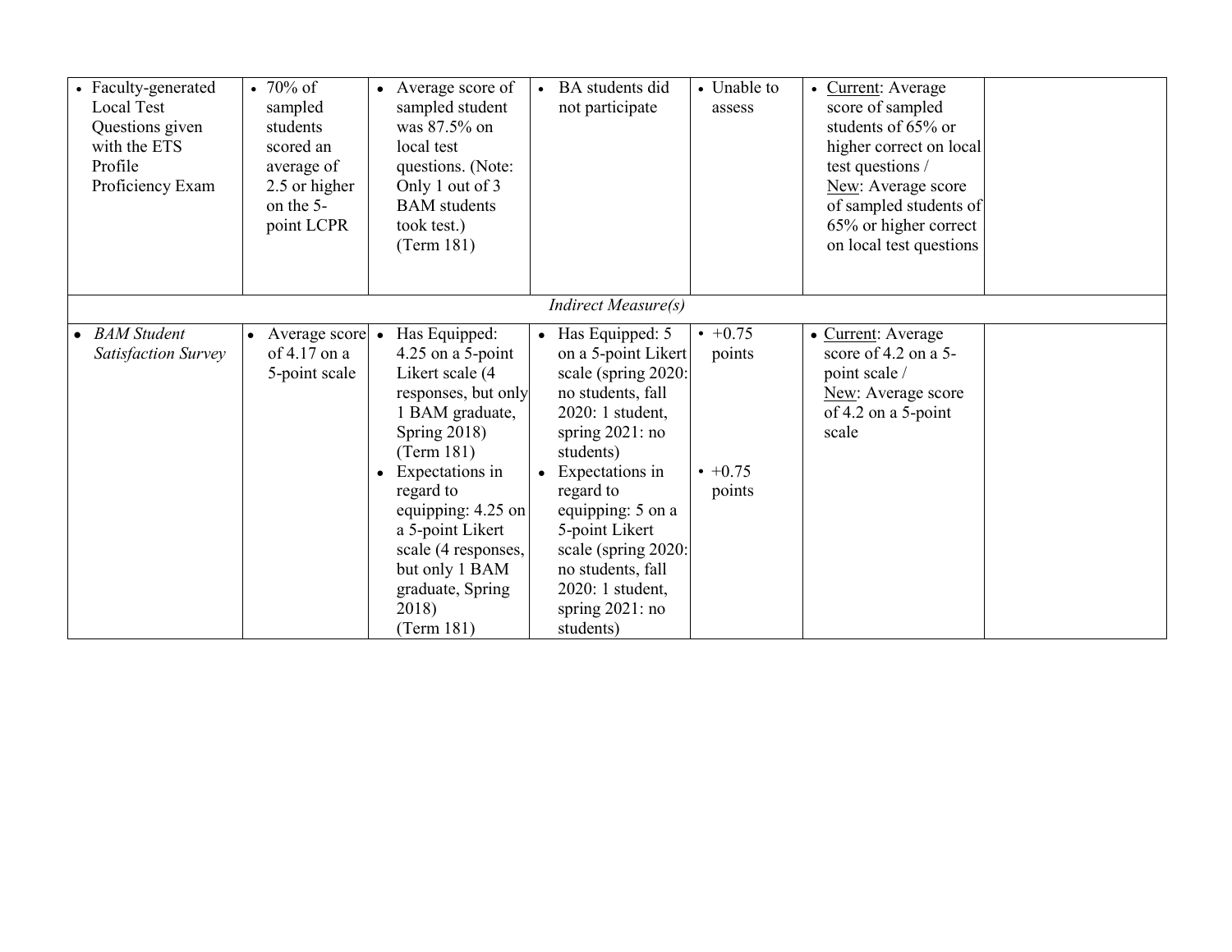| | | | | | | |
|---|---|---|---|---|---|---|
| • Faculty-generated Local Test Questions given with the ETS Profile Proficiency Exam | • 70% of sampled students scored an average of 2.5 or higher on the 5-point LCPR | • Average score of sampled student was 87.5% on local test questions. (Note: Only 1 out of 3 BAM students took test.) (Term 181) | • BA students did not participate | • Unable to assess | • <u>Current</u>: Average score of sampled students of 65% or higher correct on local test questions / <u>New</u>: Average score of sampled students of 65% or higher correct on local test questions | |
| | | | *Indirect Measure(s)* | | | |
| • *BAM Student Satisfaction Survey* | • Average score of 4.17 on a 5-point scale | • Has Equipped: 4.25 on a 5-point Likert scale (4 responses, but only 1 BAM graduate, Spring 2018) (Term 181)<br>• Expectations in regard to equipping: 4.25 on a 5-point Likert scale (4 responses, but only 1 BAM graduate, Spring 2018) (Term 181) | • Has Equipped: 5 on a 5-point Likert scale (spring 2020: no students, fall 2020: 1 student, spring 2021: no students)<br>• Expectations in regard to equipping: 5 on a 5-point Likert scale (spring 2020: no students, fall 2020: 1 student, spring 2021: no students) | • +0.75 points<br>• +0.75 points | • <u>Current</u>: Average score of 4.2 on a 5-point scale / <u>New</u>: Average score of 4.2 on a 5-point scale | |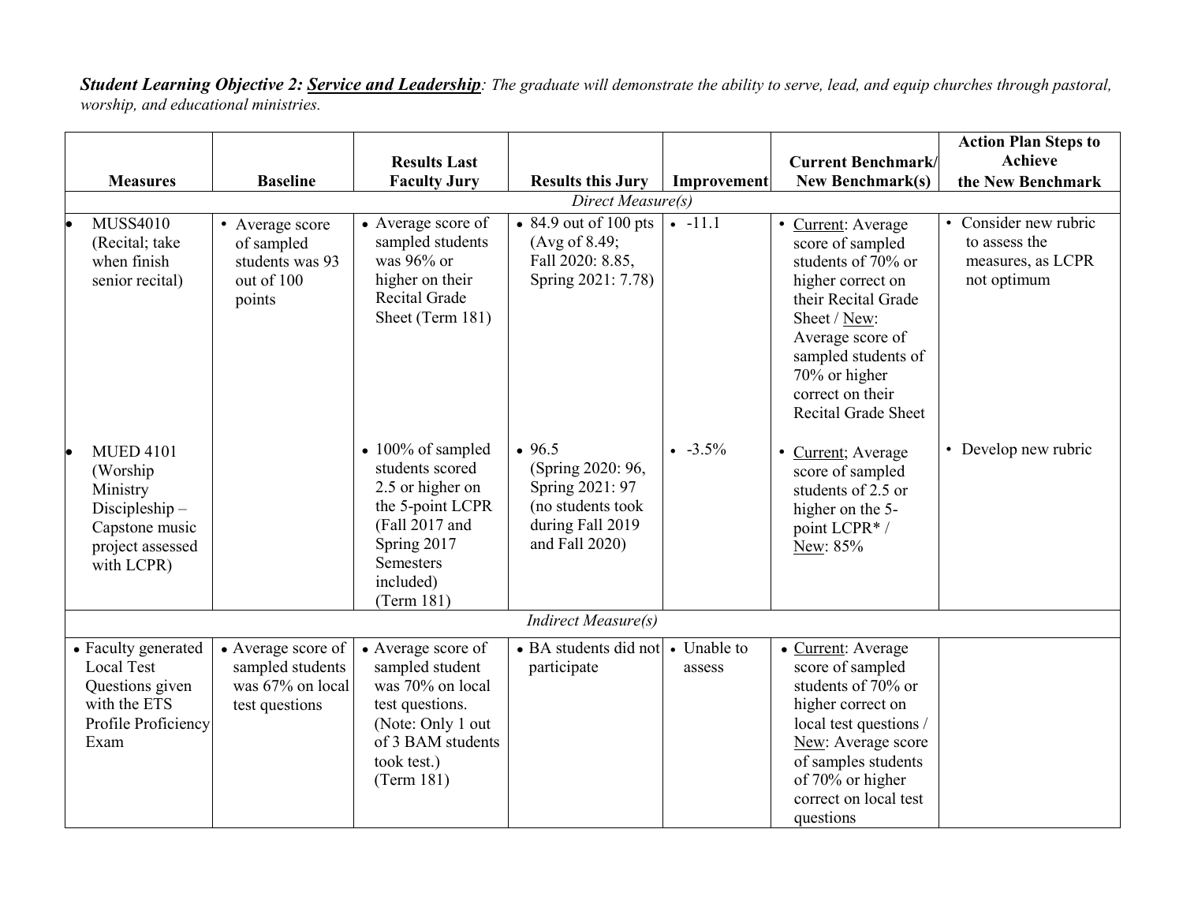***Student Learning Objective 2: Service and Leadership**: The graduate will demonstrate the ability to serve, lead, and equip churches through pastoral, worship, and educational ministries.*

| Measures | Baseline | Results Last Faculty Jury | Results this Jury | Improvement | Current Benchmark/ New Benchmark(s) | Action Plan Steps to Achieve the New Benchmark |
|---|---|---|---|---|---|---|
| *Direct Measure(s)* | | | | | | |
| • MUSS4010 (Recital; take when finish senior recital) | • Average score of sampled students was 93 out of 100 points | • Average score of sampled students was 96% or higher on their Recital Grade Sheet (Term 181) | • 84.9 out of 100 pts (Avg of 8.49; Fall 2020: 8.85, Spring 2021: 7.78) | • -11.1 | • Current: Average score of sampled students of 70% or higher correct on their Recital Grade Sheet / New: Average score of sampled students of 70% or higher correct on their Recital Grade Sheet | • Consider new rubric to assess the measures, as LCPR not optimum |
| • MUED 4101 (Worship Ministry Discipleship – Capstone music project assessed with LCPR) | | • 100% of sampled students scored 2.5 or higher on the 5-point LCPR (Fall 2017 and Spring 2017 Semesters included) (Term 181) | • 96.5 (Spring 2020: 96, Spring 2021: 97 (no students took during Fall 2019 and Fall 2020) | • -3.5% | • Current; Average score of sampled students of 2.5 or higher on the 5-point LCPR* / New: 85% | • Develop new rubric |
| *Indirect Measure(s)* | | | | | | |
| • Faculty generated Local Test Questions given with the ETS Profile Proficiency Exam | • Average score of sampled students was 67% on local test questions | • Average score of sampled students was 70% on local test questions. (Note: Only 1 out of 3 BAM students took test.) (Term 181) | • BA students did not participate | • Unable to assess | • Current: Average score of sampled students of 70% or higher correct on local test questions / New: Average score of samples students of 70% or higher correct on local test questions | |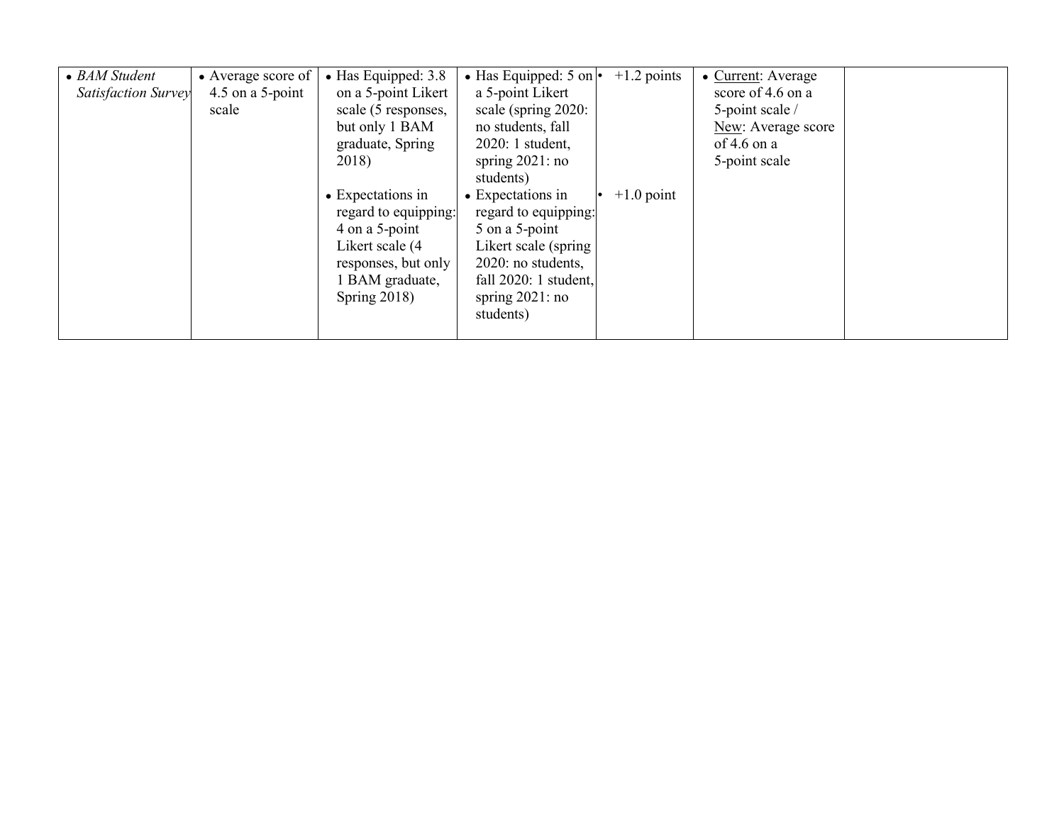| | | | | | | |
|---|---|---|---|---|---|---|
| • *BAM Student Satisfaction Survey* | • Average score of 4.5 on a 5-point scale | • Has Equipped: 3.8 on a 5-point Likert scale (5 responses, but only 1 BAM graduate, Spring 2018)<br><br>• Expectations in regard to equipping: 4 on a 5-point Likert scale (4 responses, but only 1 BAM graduate, Spring 2018) | • Has Equipped: 5 on a 5-point Likert scale (spring 2020: no students, fall 2020: 1 student, spring 2021: no students)<br>• Expectations in regard to equipping: 5 on a 5-point Likert scale (spring 2020: no students, fall 2020: 1 student, spring 2021: no students) | • +1.2 points<br><br>• +1.0 point | • Current: Average score of 4.6 on a 5-point scale / New: Average score of 4.6 on a 5-point scale | |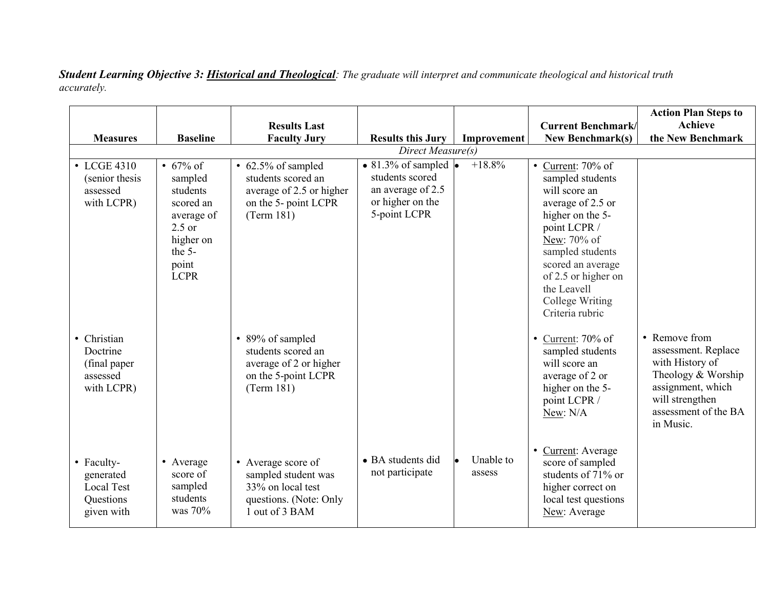***Student Learning Objective 3: Historical and Theological**: The graduate will interpret and communicate theological and historical truth accurately.*

| Measures | Baseline | Results Last Faculty Jury | Results this Jury | Improvement | Current Benchmark/ New Benchmark(s) | Action Plan Steps to Achieve the New Benchmark |
|---|---|---|---|---|---|---|
| *Direct Measure(s)* | | | | | | |
| • LCGE 4310 (senior thesis assessed with LCPR) | • 67% of sampled students scored an average of 2.5 or higher on the 5-point LCPR | • 62.5% of sampled students scored an average of 2.5 or higher on the 5- point LCPR (Term 181) | • 81.3% of sampled students scored an average of 2.5 or higher on the 5-point LCPR | • +18.8% | • Current: 70% of sampled students will score an average of 2.5 or higher on the 5-point LCPR / New: 70% of sampled students scored an average of 2.5 or higher on the Leavell College Writing Criteria rubric | |
| • Christian Doctrine (final paper assessed with LCPR) | | • 89% of sampled students scored an average of 2 or higher on the 5-point LCPR (Term 181) | | | • Current: 70% of sampled students will score an average of 2 or higher on the 5-point LCPR / New: N/A | • Remove from assessment. Replace with History of Theology & Worship assignment, which will strengthen assessment of the BA in Music. |
| • Faculty-generated Local Test Questions given with | • Average score of sampled students was 70% | • Average score of sampled student was 33% on local test questions. (Note: Only 1 out of 3 BAM | • BA students did not participate | • Unable to assess | • Current: Average score of sampled students of 71% or higher correct on local test questions New: Average | |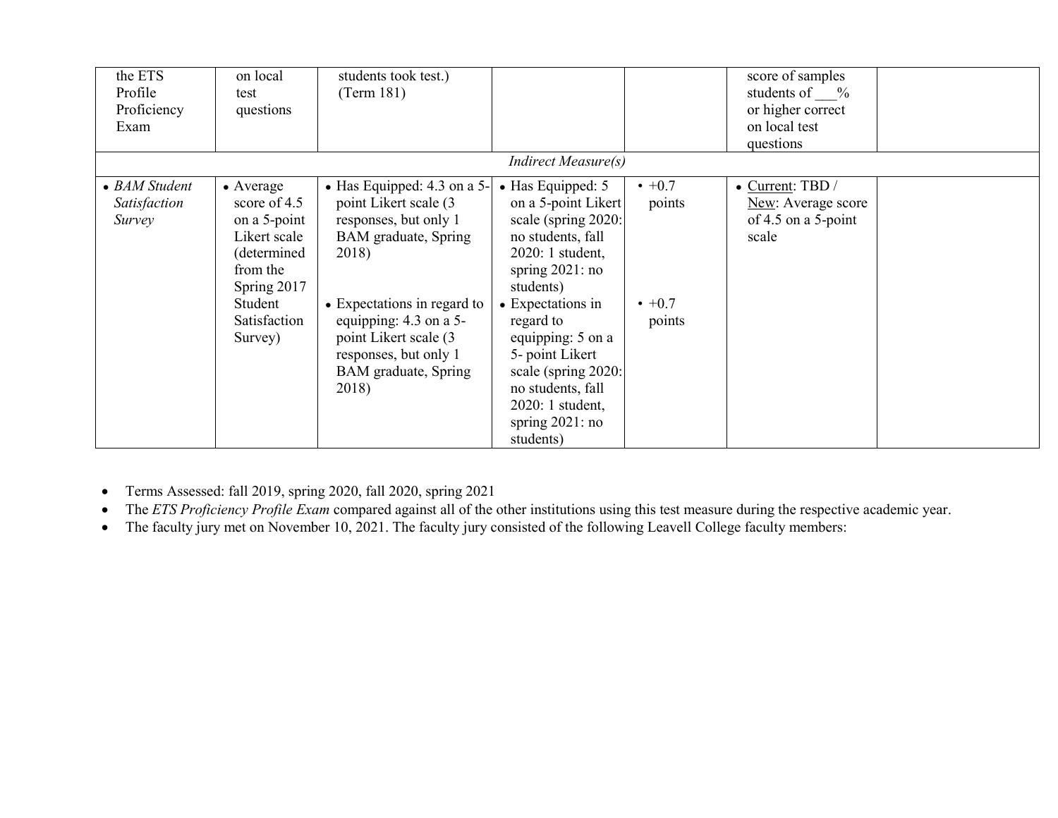| | | | | | | |
|---|---|---|---|---|---|---|
| the ETS Profile Proficiency Exam | on local test questions | students took test.) (Term 181) | | | score of samples students of ___% or higher correct on local test questions | |
| | | | *Indirect Measure(s)* | | | |
| • *BAM Student Satisfaction Survey* | • Average score of 4.5 on a 5-point Likert scale (determined from the Spring 2017 Student Satisfaction Survey) | • Has Equipped: 4.3 on a 5-point Likert scale (3 responses, but only 1 BAM graduate, Spring 2018)<br><br>• Expectations in regard to equipping: 4.3 on a 5-point Likert scale (3 responses, but only 1 BAM graduate, Spring 2018) | • Has Equipped: 5 on a 5-point Likert scale (spring 2020: no students, fall 2020: 1 student, spring 2021: no students)<br><br>• Expectations in regard to equipping: 5 on a 5- point Likert scale (spring 2020: no students, fall 2020: 1 student, spring 2021: no students) | • +0.7 points<br><br>• +0.7 points | • Current: TBD / New: Average score of 4.5 on a 5-point scale | |

- Terms Assessed: fall 2019, spring 2020, fall 2020, spring 2021
- The *ETS Proficiency Profile Exam* compared against all of the other institutions using this test measure during the respective academic year.
- The faculty jury met on November 10, 2021. The faculty jury consisted of the following Leavell College faculty members: